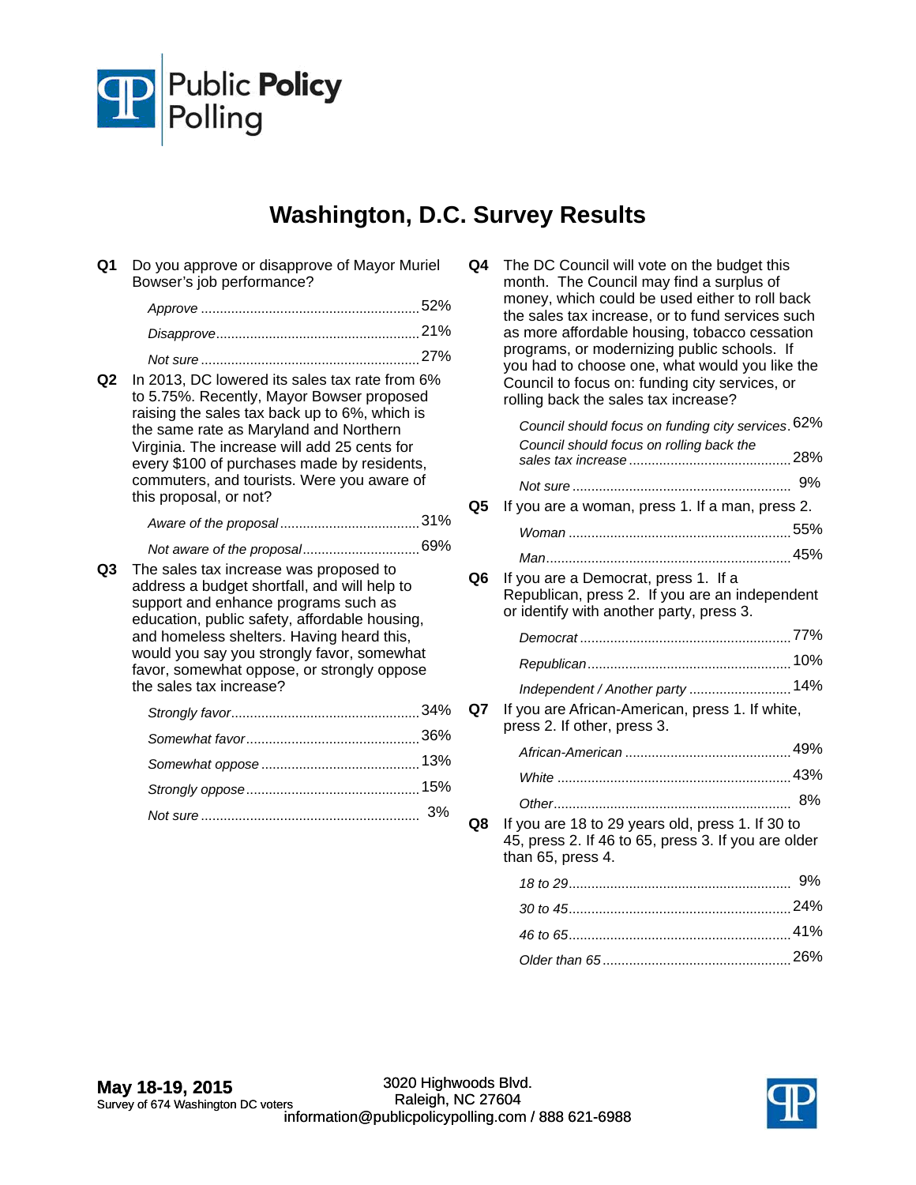Public Policy Polling

# Washington, D.C. Survey Results

**Q1** Do you approve or disapprove of Mayor Muriel Bowser's job performance?

| | |
|---|---|
| *Approve* | 52% |
| *Disapprove* | 21% |
| *Not sure* | 27% |

**Q2** In 2013, DC lowered its sales tax rate from 6% to 5.75%. Recently, Mayor Bowser proposed raising the sales tax back up to 6%, which is the same rate as Maryland and Northern Virginia. The increase will add 25 cents for every $100 of purchases made by residents, commuters, and tourists. Were you aware of this proposal, or not?

| | |
|---|---|
| *Aware of the proposal* | 31% |
| *Not aware of the proposal* | 69% |

**Q3** The sales tax increase was proposed to address a budget shortfall, and will help to support and enhance programs such as education, public safety, affordable housing, and homeless shelters. Having heard this, would you say you strongly favor, somewhat favor, somewhat oppose, or strongly oppose the sales tax increase?

| | |
|---|---|
| *Strongly favor* | 34% |
| *Somewhat favor* | 36% |
| *Somewhat oppose* | 13% |
| *Strongly oppose* | 15% |
| *Not sure* | 3% |

**Q4** The DC Council will vote on the budget this month. The Council may find a surplus of money, which could be used either to roll back the sales tax increase, or to fund services such as more affordable housing, tobacco cessation programs, or modernizing public schools. If you had to choose one, what would you like the Council to focus on: funding city services, or rolling back the sales tax increase?

| | |
|---|---|
| *Council should focus on funding city services* | 62% |
| *Council should focus on rolling back the sales tax increase* | 28% |
| *Not sure* | 9% |

**Q5** If you are a woman, press 1. If a man, press 2.

| | |
|---|---|
| *Woman* | 55% |
| *Man* | 45% |

**Q6** If you are a Democrat, press 1. If a Republican, press 2. If you are an independent or identify with another party, press 3.

| | |
|---|---|
| *Democrat* | 77% |
| *Republican* | 10% |
| *Independent / Another party* | 14% |

**Q7** If you are African-American, press 1. If white, press 2. If other, press 3.

| | |
|---|---|
| *African-American* | 49% |
| *White* | 43% |
| *Other* | 8% |

**Q8** If you are 18 to 29 years old, press 1. If 30 to 45, press 2. If 46 to 65, press 3. If you are older than 65, press 4.

| | |
|---|---|
| *18 to 29* | 9% |
| *30 to 45* | 24% |
| *46 to 65* | 41% |
| *Older than 65* | 26% |

**May 18-19, 2015**
Survey of 674 Washington DC voters

3020 Highwoods Blvd.
Raleigh, NC 27604
information@publicpolicypolling.com / 888 621-6988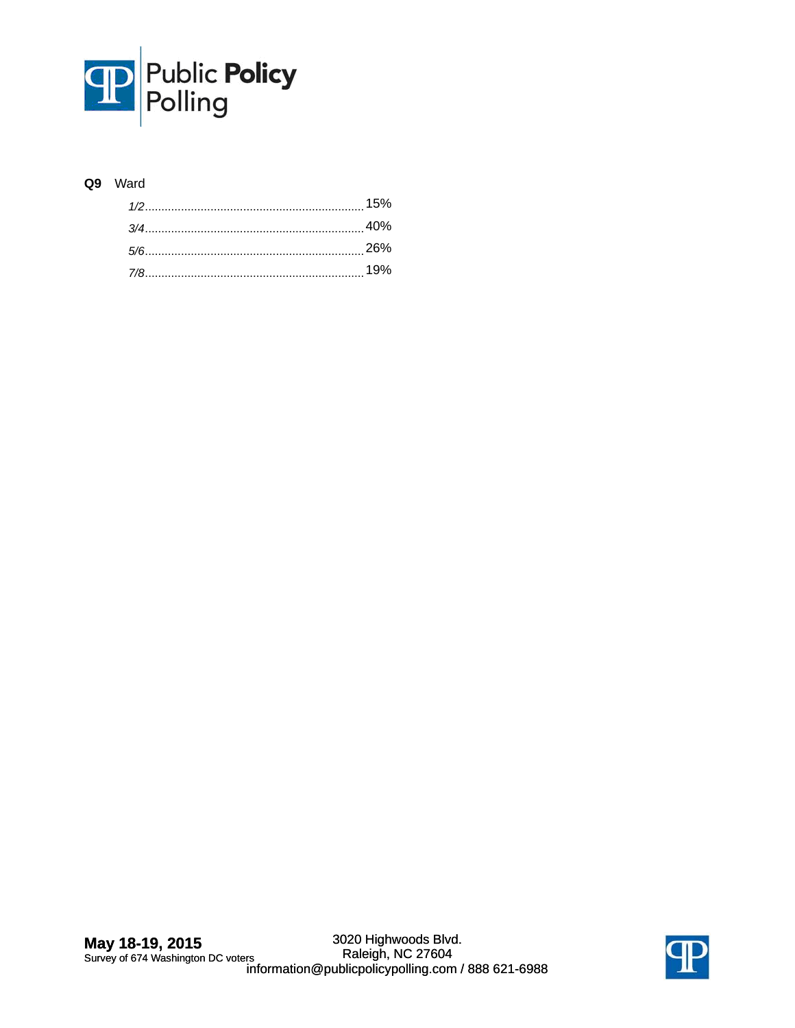**Q9** Ward

| | |
|---|---|
| *1/2* | 15% |
| *3/4* | 40% |
| *5/6* | 26% |
| *7/8* | 19% |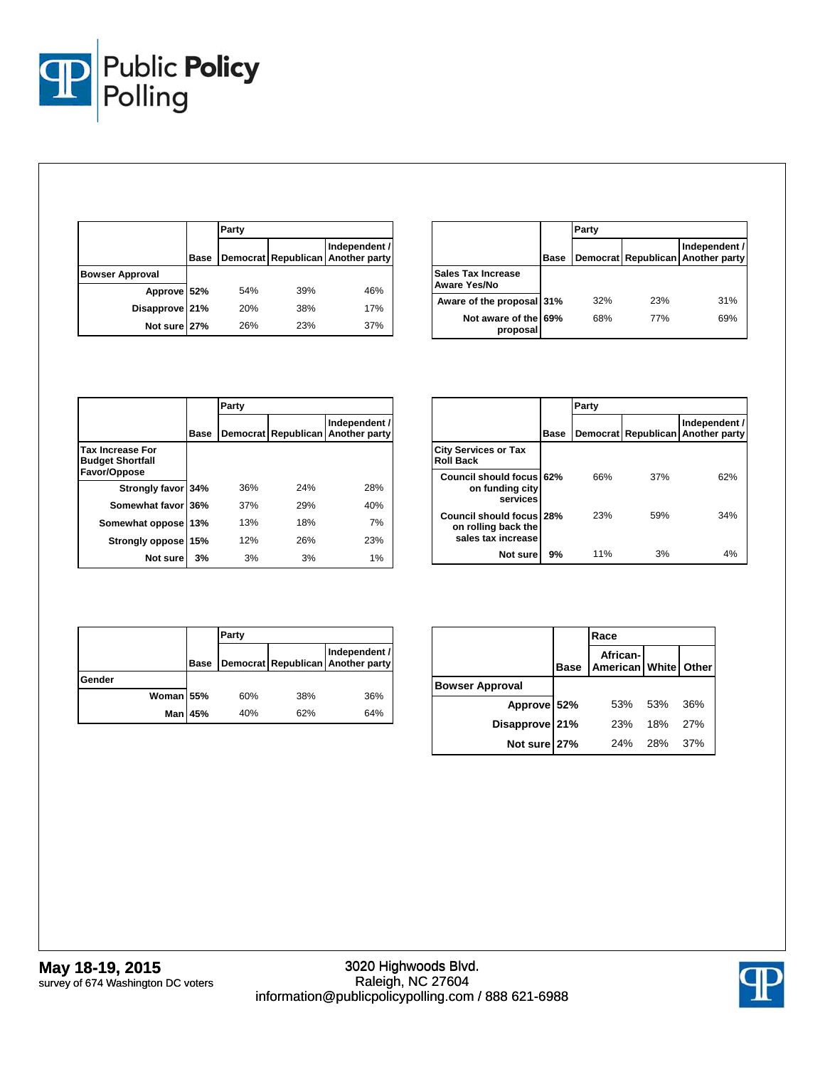| | Base | Party | | |
|---|---|---|---|---|
| | | Democrat | Republican | Independent / Another party |
| **Bowser Approval** | | | | |
| Approve | 52% | 54% | 39% | 46% |
| Disapprove | 21% | 20% | 38% | 17% |
| Not sure | 27% | 26% | 23% | 37% |

| | Base | Party | | |
|---|---|---|---|---|
| | | Democrat | Republican | Independent / Another party |
| **Sales Tax Increase Aware Yes/No** | | | | |
| Aware of the proposal | 31% | 32% | 23% | 31% |
| Not aware of the proposal | 69% | 68% | 77% | 69% |

| | Base | Party | | |
|---|---|---|---|---|
| | | Democrat | Republican | Independent / Another party |
| **Tax Increase For Budget Shortfall Favor/Oppose** | | | | |
| Strongly favor | 34% | 36% | 24% | 28% |
| Somewhat favor | 36% | 37% | 29% | 40% |
| Somewhat oppose | 13% | 13% | 18% | 7% |
| Strongly oppose | 15% | 12% | 26% | 23% |
| Not sure | 3% | 3% | 3% | 1% |

| | Base | Party | | |
|---|---|---|---|---|
| | | Democrat | Republican | Independent / Another party |
| **City Services or Tax Roll Back** | | | | |
| Council should focus on funding city services | 62% | 66% | 37% | 62% |
| Council should focus on rolling back the sales tax increase | 28% | 23% | 59% | 34% |
| Not sure | 9% | 11% | 3% | 4% |

| | Base | Party | | |
|---|---|---|---|---|
| | | Democrat | Republican | Independent / Another party |
| **Gender** | | | | |
| Woman | 55% | 60% | 38% | 36% |
| Man | 45% | 40% | 62% | 64% |

| | Base | Race | | |
|---|---|---|---|---|
| | | African-American | White | Other |
| **Bowser Approval** | | | | |
| Approve | 52% | 53% | 53% | 36% |
| Disapprove | 21% | 23% | 18% | 27% |
| Not sure | 27% | 24% | 28% | 37% |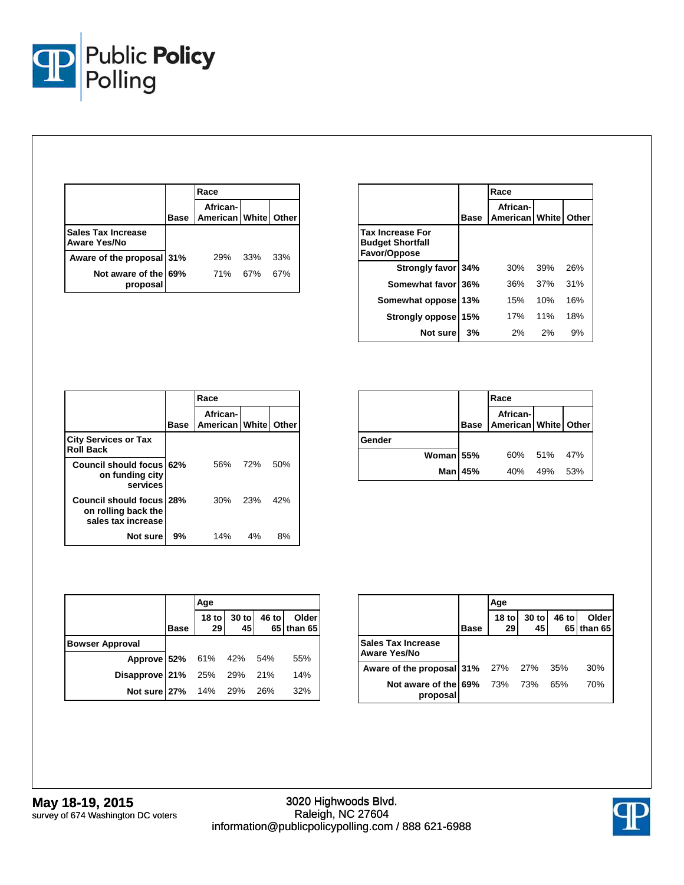|  | Base | Race |  |  |
|---|---|---|---|---|
|  |  | African-American | White | Other |
| **Sales Tax Increase Aware Yes/No** |  |  |  |  |
| Aware of the proposal | 31% | 29% | 33% | 33% |
| Not aware of the proposal | 69% | 71% | 67% | 67% |

|  | Base | Race |  |  |
|---|---|---|---|---|
|  |  | African-American | White | Other |
| **Tax Increase For Budget Shortfall Favor/Oppose** |  |  |  |  |
| Strongly favor | 34% | 30% | 39% | 26% |
| Somewhat favor | 36% | 36% | 37% | 31% |
| Somewhat oppose | 13% | 15% | 10% | 16% |
| Strongly oppose | 15% | 17% | 11% | 18% |
| Not sure | 3% | 2% | 2% | 9% |

|  | Base | Race |  |  |
|---|---|---|---|---|
|  |  | African-American | White | Other |
| **City Services or Tax Roll Back** |  |  |  |  |
| Council should focus on funding city services | 62% | 56% | 72% | 50% |
| Council should focus on rolling back the sales tax increase | 28% | 30% | 23% | 42% |
| Not sure | 9% | 14% | 4% | 8% |

|  | Base | Race |  |  |
|---|---|---|---|---|
|  |  | African-American | White | Other |
| **Gender** |  |  |  |  |
| Woman | 55% | 60% | 51% | 47% |
| Man | 45% | 40% | 49% | 53% |

|  | Base | Age |  |  |  |
|---|---|---|---|---|---|
|  |  | 18 to 29 | 30 to 45 | 46 to 65 | Older than 65 |
| **Bowser Approval** |  |  |  |  |  |
| Approve | 52% | 61% | 42% | 54% | 55% |
| Disapprove | 21% | 25% | 29% | 21% | 14% |
| Not sure | 27% | 14% | 29% | 26% | 32% |

|  | Base | Age |  |  |  |
|---|---|---|---|---|---|
|  |  | 18 to 29 | 30 to 45 | 46 to 65 | Older than 65 |
| **Sales Tax Increase Aware Yes/No** |  |  |  |  |  |
| Aware of the proposal | 31% | 27% | 27% | 35% | 30% |
| Not aware of the proposal | 69% | 73% | 73% | 65% | 70% |

**May 18-19, 2015**
survey of 674 Washington DC voters

3020 Highwoods Blvd.
Raleigh, NC 27604
information@publicpolicypolling.com / 888 621-6988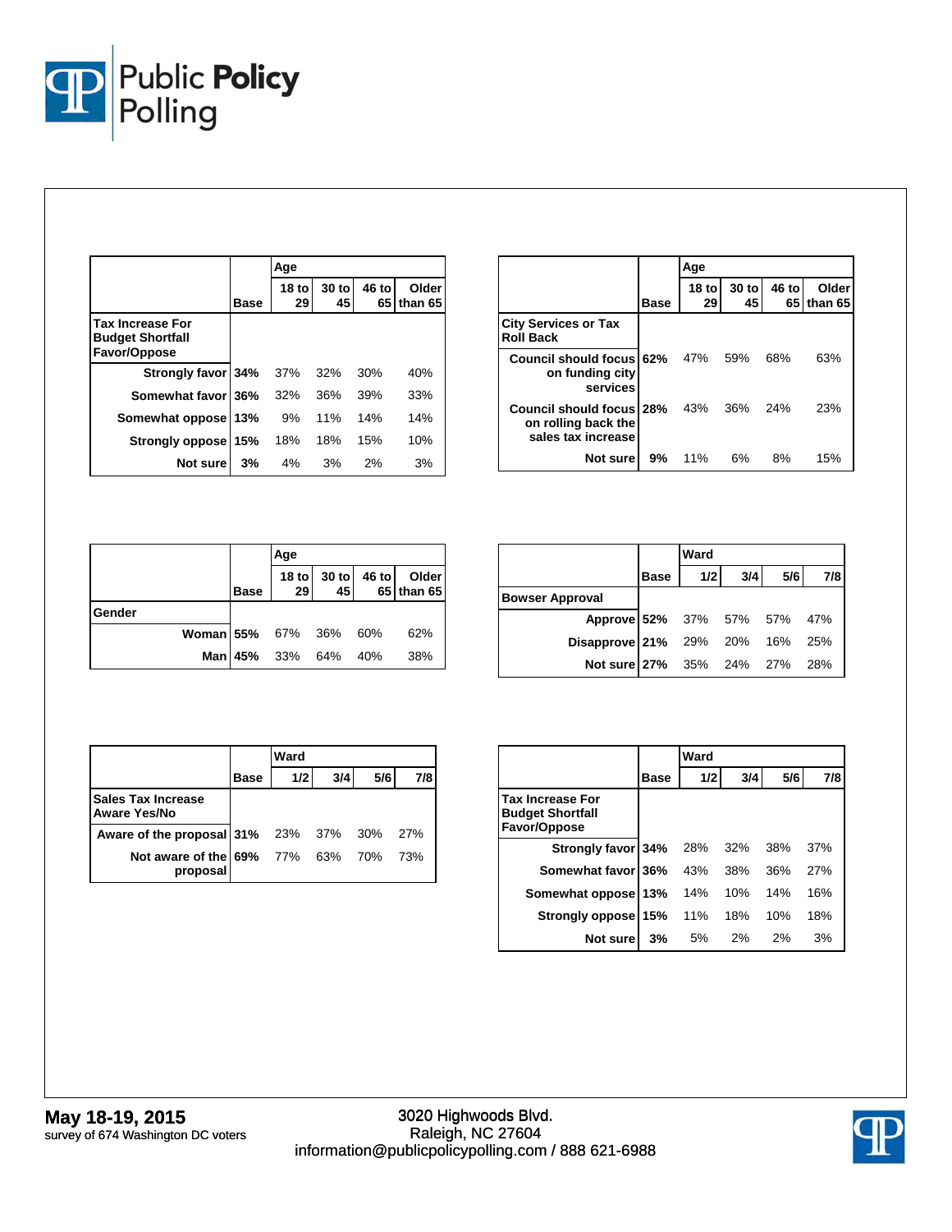| | Base | Age | | | |
|---|---|---|---|---|---|
| | | 18 to 29 | 30 to 45 | 46 to 65 | Older than 65 |
| **Tax Increase For Budget Shortfall Favor/Oppose** | | | | | |
| Strongly favor | 34% | 37% | 32% | 30% | 40% |
| Somewhat favor | 36% | 32% | 36% | 39% | 33% |
| Somewhat oppose | 13% | 9% | 11% | 14% | 14% |
| Strongly oppose | 15% | 18% | 18% | 15% | 10% |
| Not sure | 3% | 4% | 3% | 2% | 3% |

| | Base | Age | | | |
|---|---|---|---|---|---|
| | | 18 to 29 | 30 to 45 | 46 to 65 | Older than 65 |
| **City Services or Tax Roll Back** | | | | | |
| Council should focus on funding city services | 62% | 47% | 59% | 68% | 63% |
| Council should focus on rolling back the sales tax increase | 28% | 43% | 36% | 24% | 23% |
| Not sure | 9% | 11% | 6% | 8% | 15% |

| | Base | Age | | | |
|---|---|---|---|---|---|
| | | 18 to 29 | 30 to 45 | 46 to 65 | Older than 65 |
| **Gender** | | | | | |
| Woman | 55% | 67% | 36% | 60% | 62% |
| Man | 45% | 33% | 64% | 40% | 38% |

| | Base | Ward | | | |
|---|---|---|---|---|---|
| | | 1/2 | 3/4 | 5/6 | 7/8 |
| **Bowser Approval** | | | | | |
| Approve | 52% | 37% | 57% | 57% | 47% |
| Disapprove | 21% | 29% | 20% | 16% | 25% |
| Not sure | 27% | 35% | 24% | 27% | 28% |

| | Base | Ward | | | |
|---|---|---|---|---|---|
| | | 1/2 | 3/4 | 5/6 | 7/8 |
| **Sales Tax Increase Aware Yes/No** | | | | | |
| Aware of the proposal | 31% | 23% | 37% | 30% | 27% |
| Not aware of the proposal | 69% | 77% | 63% | 70% | 73% |

| | Base | Ward | | | |
|---|---|---|---|---|---|
| | | 1/2 | 3/4 | 5/6 | 7/8 |
| **Tax Increase For Budget Shortfall Favor/Oppose** | | | | | |
| Strongly favor | 34% | 28% | 32% | 38% | 37% |
| Somewhat favor | 36% | 43% | 38% | 36% | 27% |
| Somewhat oppose | 13% | 14% | 10% | 14% | 16% |
| Strongly oppose | 15% | 11% | 18% | 10% | 18% |
| Not sure | 3% | 5% | 2% | 2% | 3% |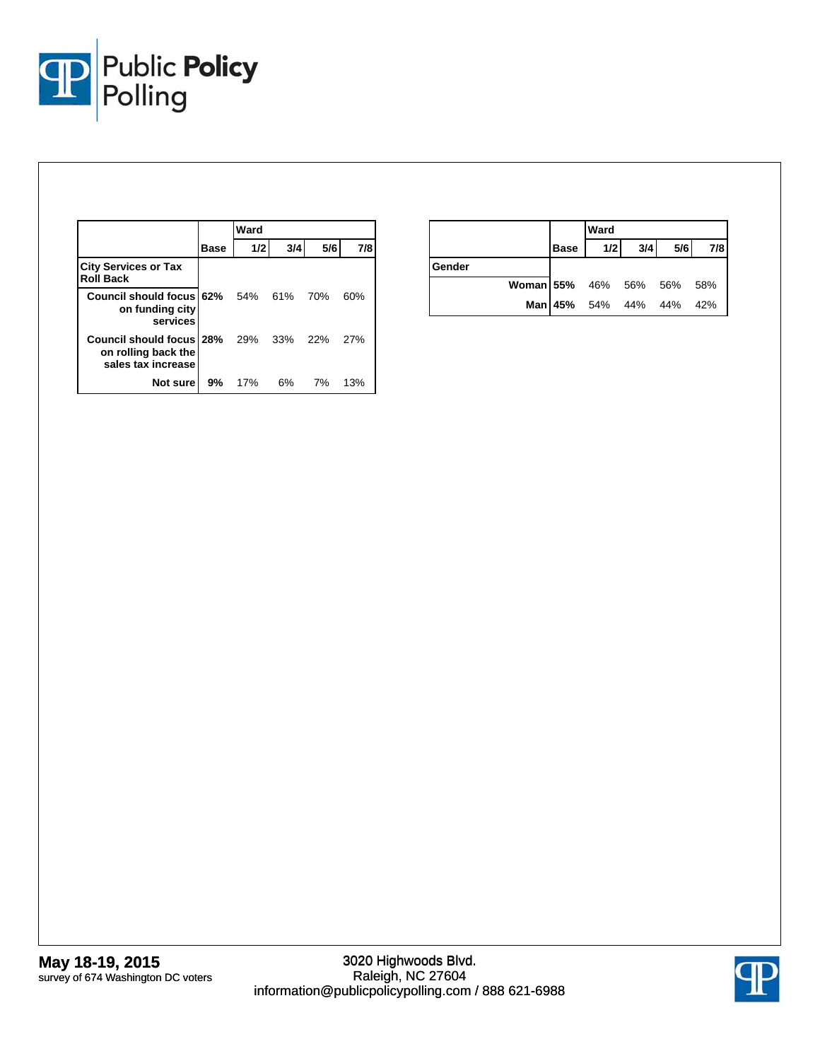| | Base | Ward | | | |
|---|---|---|---|---|---|
| | | 1/2 | 3/4 | 5/6 | 7/8 |
| **City Services or Tax Roll Back** | | | | | |
| Council should focus on funding city services | 62% | 54% | 61% | 70% | 60% |
| Council should focus on rolling back the sales tax increase | 28% | 29% | 33% | 22% | 27% |
| Not sure | 9% | 17% | 6% | 7% | 13% |

| | Base | Ward | | | |
|---|---|---|---|---|---|
| | | 1/2 | 3/4 | 5/6 | 7/8 |
| **Gender** | | | | | |
| Woman | 55% | 46% | 56% | 56% | 58% |
| Man | 45% | 54% | 44% | 44% | 42% |

**May 18-19, 2015**
survey of 674 Washington DC voters

3020 Highwoods Blvd.
Raleigh, NC 27604
information@publicpolicypolling.com / 888 621-6988